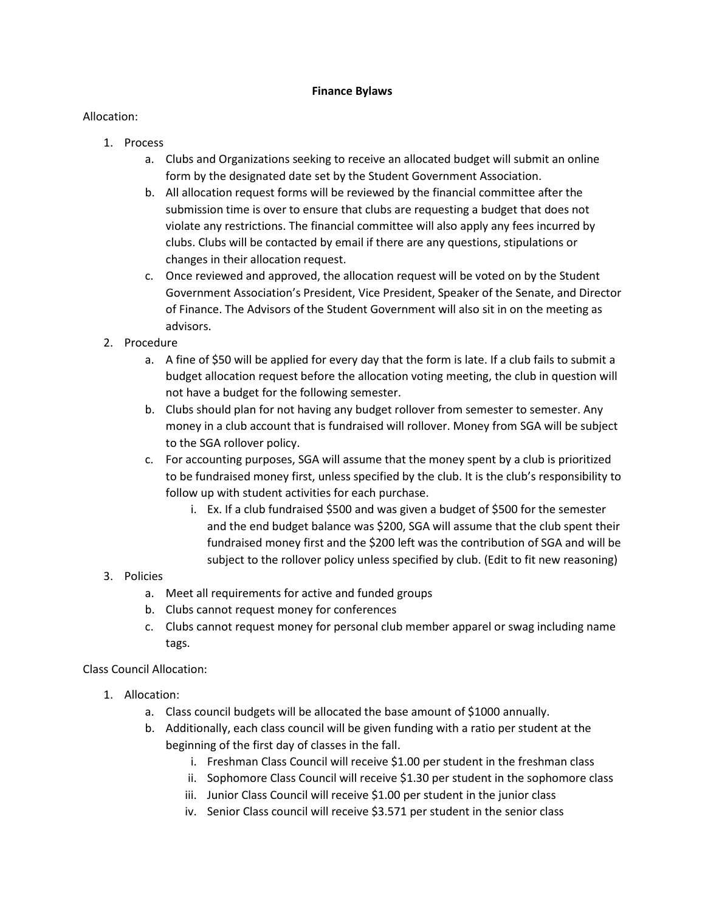# Finance Bylaws

Allocation:

1. Process
   a. Clubs and Organizations seeking to receive an allocated budget will submit an online form by the designated date set by the Student Government Association.
   b. All allocation request forms will be reviewed by the financial committee after the submission time is over to ensure that clubs are requesting a budget that does not violate any restrictions. The financial committee will also apply any fees incurred by clubs. Clubs will be contacted by email if there are any questions, stipulations or changes in their allocation request.
   c. Once reviewed and approved, the allocation request will be voted on by the Student Government Association's President, Vice President, Speaker of the Senate, and Director of Finance. The Advisors of the Student Government will also sit in on the meeting as advisors.
2. Procedure
   a. A fine of $50 will be applied for every day that the form is late. If a club fails to submit a budget allocation request before the allocation voting meeting, the club in question will not have a budget for the following semester.
   b. Clubs should plan for not having any budget rollover from semester to semester. Any money in a club account that is fundraised will rollover. Money from SGA will be subject to the SGA rollover policy.
   c. For accounting purposes, SGA will assume that the money spent by a club is prioritized to be fundraised money first, unless specified by the club. It is the club's responsibility to follow up with student activities for each purchase.
      i. Ex. If a club fundraised $500 and was given a budget of $500 for the semester and the end budget balance was $200, SGA will assume that the club spent their fundraised money first and the $200 left was the contribution of SGA and will be subject to the rollover policy unless specified by club. (Edit to fit new reasoning)
3. Policies
   a. Meet all requirements for active and funded groups
   b. Clubs cannot request money for conferences
   c. Clubs cannot request money for personal club member apparel or swag including name tags.

Class Council Allocation:

1. Allocation:
   a. Class council budgets will be allocated the base amount of $1000 annually.
   b. Additionally, each class council will be given funding with a ratio per student at the beginning of the first day of classes in the fall.
      i. Freshman Class Council will receive $1.00 per student in the freshman class
      ii. Sophomore Class Council will receive $1.30 per student in the sophomore class
      iii. Junior Class Council will receive $1.00 per student in the junior class
      iv. Senior Class council will receive $3.571 per student in the senior class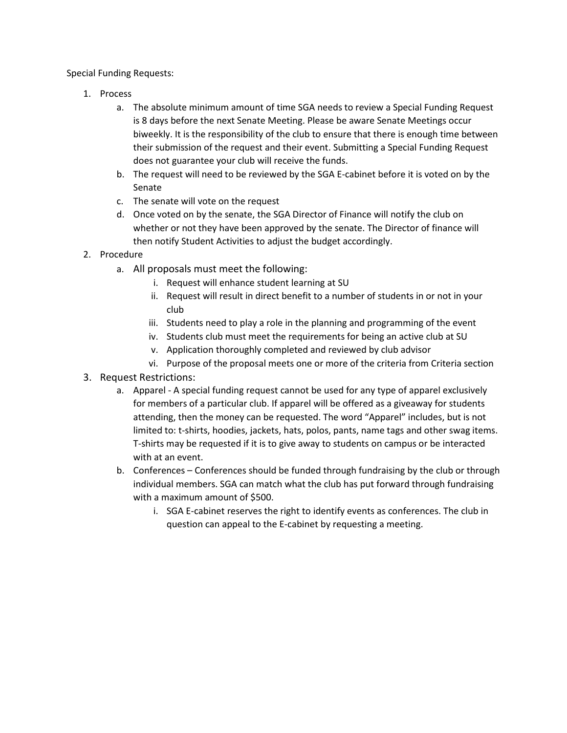Special Funding Requests:

1. Process
    a. The absolute minimum amount of time SGA needs to review a Special Funding Request is 8 days before the next Senate Meeting. Please be aware Senate Meetings occur biweekly. It is the responsibility of the club to ensure that there is enough time between their submission of the request and their event. Submitting a Special Funding Request does not guarantee your club will receive the funds.
    b. The request will need to be reviewed by the SGA E-cabinet before it is voted on by the Senate
    c. The senate will vote on the request
    d. Once voted on by the senate, the SGA Director of Finance will notify the club on whether or not they have been approved by the senate. The Director of finance will then notify Student Activities to adjust the budget accordingly.
2. Procedure
    a. All proposals must meet the following:
        i. Request will enhance student learning at SU
        ii. Request will result in direct benefit to a number of students in or not in your club
        iii. Students need to play a role in the planning and programming of the event
        iv. Students club must meet the requirements for being an active club at SU
        v. Application thoroughly completed and reviewed by club advisor
        vi. Purpose of the proposal meets one or more of the criteria from Criteria section
3. Request Restrictions:
    a. Apparel - A special funding request cannot be used for any type of apparel exclusively for members of a particular club. If apparel will be offered as a giveaway for students attending, then the money can be requested. The word "Apparel" includes, but is not limited to: t-shirts, hoodies, jackets, hats, polos, pants, name tags and other swag items. T-shirts may be requested if it is to give away to students on campus or be interacted with at an event.
    b. Conferences – Conferences should be funded through fundraising by the club or through individual members. SGA can match what the club has put forward through fundraising with a maximum amount of $500.
        i. SGA E-cabinet reserves the right to identify events as conferences. The club in question can appeal to the E-cabinet by requesting a meeting.